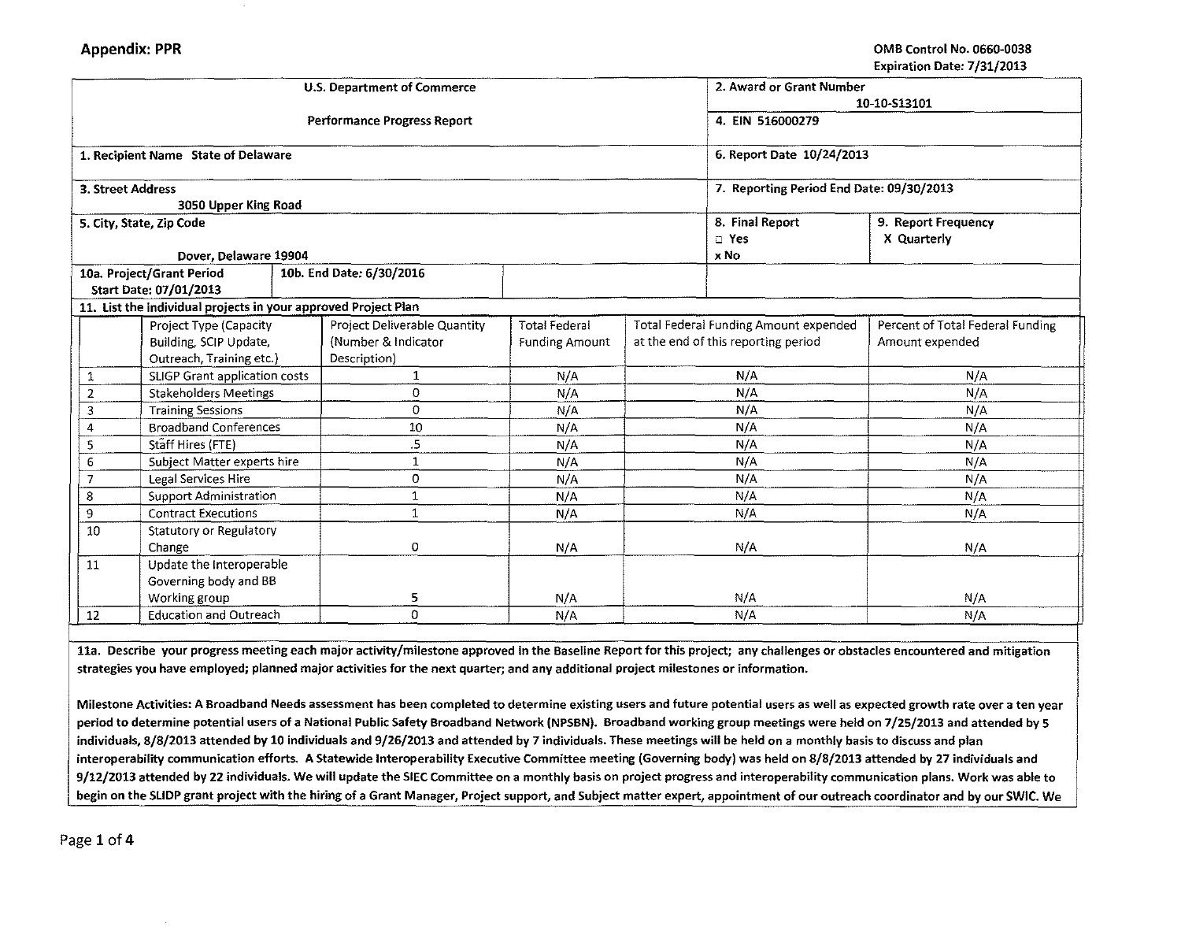**Appendix: PPR**

OMB Control No. 0660-0038
Expiration Date: 7/31/2013

| U.S. Department of Commerce | 2. Award or Grant Number 10-10-S13101 |
|---|---|
| Performance Progress Report | 4. EIN 516000279 |
| 1. Recipient Name State of Delaware | 6. Report Date 10/24/2013 |
| 3. Street Address 3050 Upper King Road | 7. Reporting Period End Date: 09/30/2013 |
| 5. City, State, Zip Code Dover, Delaware 19904 | 8. Final Report □ Yes x No / 9. Report Frequency X Quarterly |
| 10a. Project/Grant Period Start Date: 07/01/2013 / 10b. End Date: 6/30/2016 | |

**11. List the individual projects in your approved Project Plan**

| | Project Type (Capacity Building, SCIP Update, Outreach, Training etc.) | Project Deliverable Quantity (Number & Indicator Description) | Total Federal Funding Amount | Total Federal Funding Amount expended at the end of this reporting period | Percent of Total Federal Funding Amount expended |
|---|---|---|---|---|---|
| 1 | SLIGP Grant application costs | 1 | N/A | N/A | N/A |
| 2 | Stakeholders Meetings | 0 | N/A | N/A | N/A |
| 3 | Training Sessions | 0 | N/A | N/A | N/A |
| 4 | Broadband Conferences | 10 | N/A | N/A | N/A |
| 5 | Staff Hires (FTE) | .5 | N/A | N/A | N/A |
| 6 | Subject Matter experts hire | 1 | N/A | N/A | N/A |
| 7 | Legal Services Hire | 0 | N/A | N/A | N/A |
| 8 | Support Administration | 1 | N/A | N/A | N/A |
| 9 | Contract Executions | 1 | N/A | N/A | N/A |
| 10 | Statutory or Regulatory Change | 0 | N/A | N/A | N/A |
| 11 | Update the Interoperable Governing body and BB Working group | 5 | N/A | N/A | N/A |
| 12 | Education and Outreach | 0 | N/A | N/A | N/A |

**11a. Describe your progress meeting each major activity/milestone approved in the Baseline Report for this project; any challenges or obstacles encountered and mitigation strategies you have employed; planned major activities for the next quarter; and any additional project milestones or information.**

**Milestone Activities: A Broadband Needs assessment has been completed to determine existing users and future potential users as well as expected growth rate over a ten year period to determine potential users of a National Public Safety Broadband Network (NPSBN). Broadband working group meetings were held on 7/25/2013 and attended by 5 individuals, 8/8/2013 attended by 10 individuals and 9/26/2013 and attended by 7 individuals. These meetings will be held on a monthly basis to discuss and plan interoperability communication efforts. A Statewide Interoperability Executive Committee meeting (Governing body) was held on 8/8/2013 attended by 27 individuals and 9/12/2013 attended by 22 individuals. We will update the SIEC Committee on a monthly basis on project progress and interoperability communication plans. Work was able to begin on the SLIDP grant project with the hiring of a Grant Manager, Project support, and Subject matter expert, appointment of our outreach coordinator and by our SWIC. We**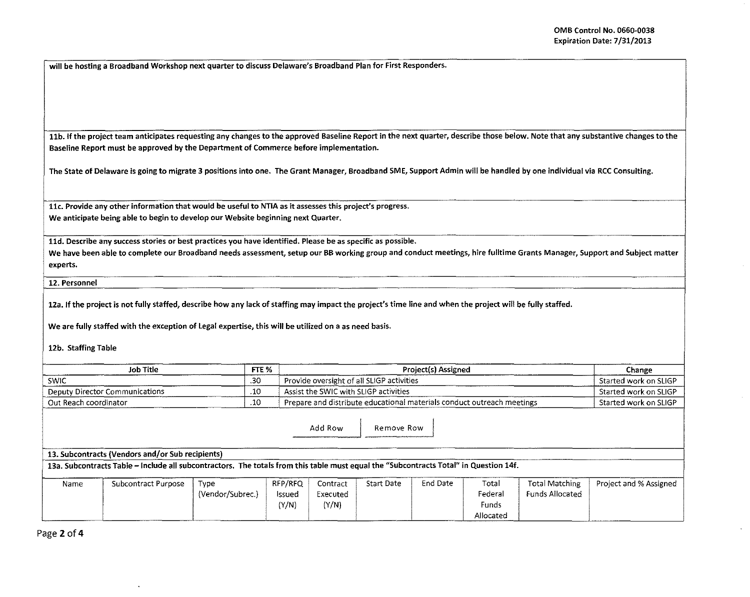will be hosting a Broadband Workshop next quarter to discuss Delaware's Broadband Plan for First Responders.

**11b. If the project team anticipates requesting any changes to the approved Baseline Report in the next quarter, describe those below. Note that any substantive changes to the Baseline Report must be approved by the Department of Commerce before implementation.**

The State of Delaware is going to migrate 3 positions into one. The Grant Manager, Broadband SME, Support Admin will be handled by one individual via RCC Consulting.

**11c. Provide any other information that would be useful to NTIA as it assesses this project's progress.**

We anticipate being able to begin to develop our Website beginning next Quarter.

**11d. Describe any success stories or best practices you have identified. Please be as specific as possible.**

We have been able to complete our Broadband needs assessment, setup our BB working group and conduct meetings, hire fulltime Grants Manager, Support and Subject matter experts.

**12. Personnel**

**12a. If the project is not fully staffed, describe how any lack of staffing may impact the project's time line and when the project will be fully staffed.**

We are fully staffed with the exception of Legal expertise, this will be utilized on a as need basis.

**12b. Staffing Table**

| Job Title | FTE % | Project(s) Assigned | Change |
|---|---|---|---|
| SWIC | .30 | Provide oversight of all SLIGP activities | Started work on SLIGP |
| Deputy Director Communications | .10 | Assist the SWIC with SLIGP activities | Started work on SLIGP |
| Out Reach coordinator | .10 | Prepare and distribute educational materials conduct outreach meetings | Started work on SLIGP |

Add Row | Remove Row

**13. Subcontracts (Vendors and/or Sub recipients)**

**13a. Subcontracts Table – Include all subcontractors. The totals from this table must equal the "Subcontracts Total" in Question 14f.**

| Name | Subcontract Purpose | Type (Vendor/Subrec.) | RFP/RFQ Issued (Y/N) | Contract Executed (Y/N) | Start Date | End Date | Total Federal Funds Allocated | Total Matching Funds Allocated | Project and % Assigned |
|---|---|---|---|---|---|---|---|---|---|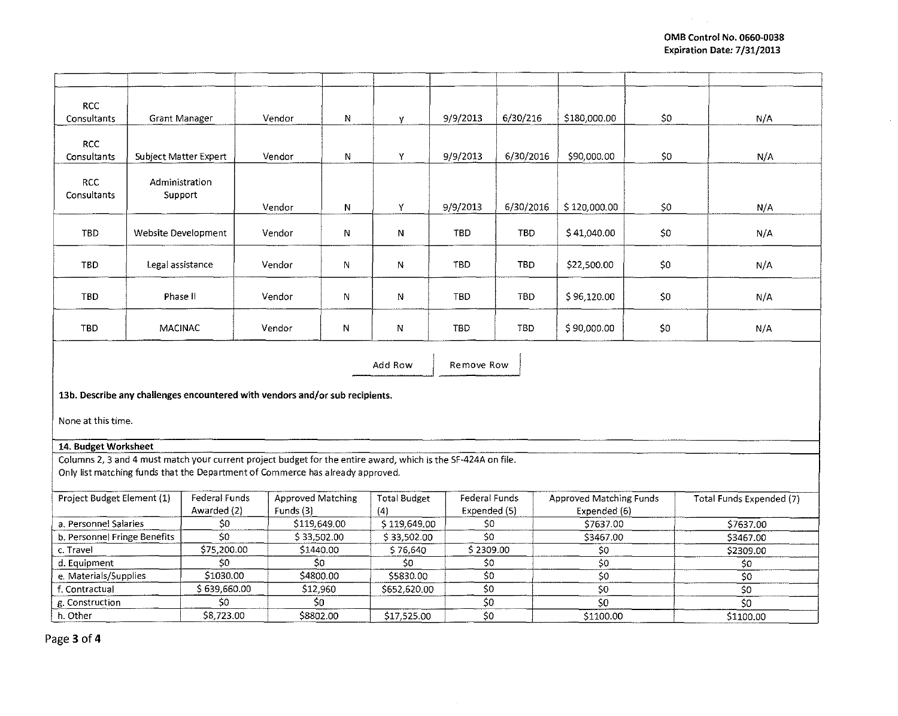|  |  |  |  |  |  |  |  |  |  |
|---|---|---|---|---|---|---|---|---|---|
| RCC Consultants | Grant Manager | Vendor | N | y | 9/9/2013 | 6/30/216 | $180,000.00 | $0 | N/A |
| RCC Consultants | Subject Matter Expert | Vendor | N | Y | 9/9/2013 | 6/30/2016 | $90,000.00 | $0 | N/A |
| RCC Consultants | Administration Support | Vendor | N | Y | 9/9/2013 | 6/30/2016 | $ 120,000.00 | $0 | N/A |
| TBD | Website Development | Vendor | N | N | TBD | TBD | $ 41,040.00 | $0 | N/A |
| TBD | Legal assistance | Vendor | N | N | TBD | TBD | $22,500.00 | $0 | N/A |
| TBD | Phase II | Vendor | N | N | TBD | TBD | $ 96,120.00 | $0 | N/A |
| TBD | MACINAC | Vendor | N | N | TBD | TBD | $ 90,000.00 | $0 | N/A |

Add Row | Remove Row

**13b. Describe any challenges encountered with vendors and/or sub recipients.**

None at this time.

**14. Budget Worksheet**

Columns 2, 3 and 4 must match your current project budget for the entire award, which is the SF-424A on file.
Only list matching funds that the Department of Commerce has already approved.

| Project Budget Element (1) | Federal Funds Awarded (2) | Approved Matching Funds (3) | Total Budget (4) | Federal Funds Expended (5) | Approved Matching Funds Expended (6) | Total Funds Expended (7) |
|---|---|---|---|---|---|---|
| a. Personnel Salaries | $0 | $119,649.00 | $ 119,649.00 | $0 | $7637.00 | $7637.00 |
| b. Personnel Fringe Benefits | $0 | $ 33,502.00 | $ 33,502.00 | $0 | $3467.00 | $3467.00 |
| c. Travel | $75,200.00 | $1440.00 | $ 76,640 | $ 2309.00 | $0 | $2309.00 |
| d. Equipment | $0 | $0 | $0 | $0 | $0 | $0 |
| e. Materials/Supplies | $1030.00 | $4800.00 | $5830.00 | $0 | $0 | $0 |
| f. Contractual | $ 639,660.00 | $12,960 | $652,620.00 | $0 | $0 | $0 |
| g. Construction | $0 | $0 |  | $0 | $0 | $0 |
| h. Other | $8,723.00 | $8802.00 | $17,525.00 | $0 | $1100.00 | $1100.00 |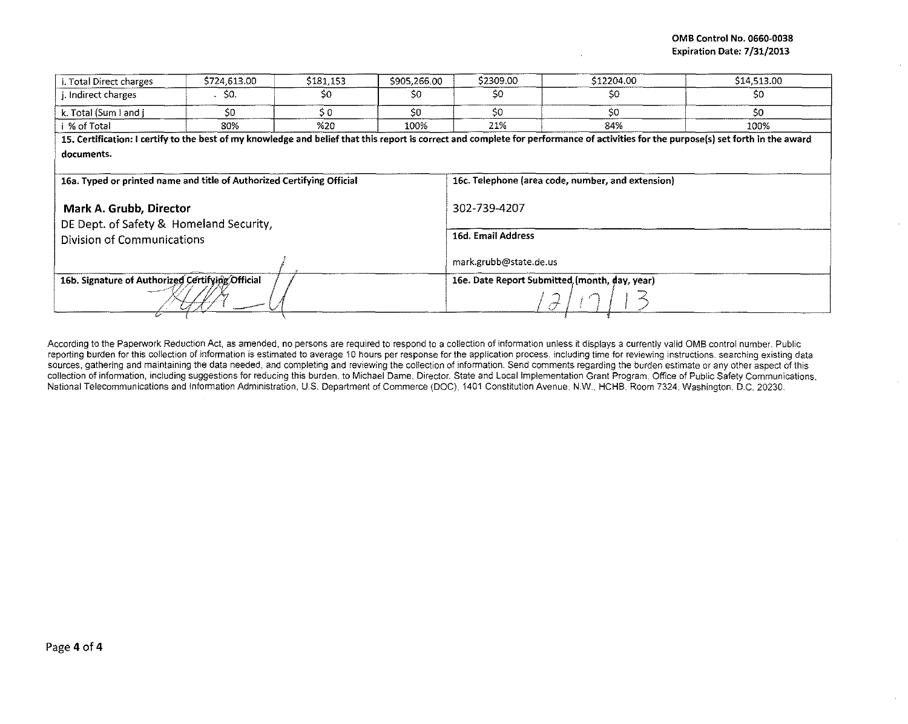OMB Control No. 0660-0038
Expiration Date: 7/31/2013

| | | | | | | |
|---|---|---|---|---|---|---|
| i. Total Direct charges | $724,613.00 | $181,153 | $905,266.00 | $2309.00 | $12204.00 | $14,513.00 |
| j. Indirect charges | . $0. | $0 | $0 | $0 | $0 | $0 |
| k. Total (Sum I and j | $0 | $ 0 | $0 | $0 | $0 | $0 |
| i % of Total | 80% | %20 | 100% | 21% | 84% | 100% |

**15. Certification: I certify to the best of my knowledge and belief that this report is correct and complete for performance of activities for the purpose(s) set forth in the award documents.**

| | |
|---|---|
| **16a. Typed or printed name and title of Authorized Certifying Official**<br><br>**Mark A. Grubb, Director**<br>DE Dept. of Safety & Homeland Security,<br>Division of Communications | **16c. Telephone (area code, number, and extension)**<br><br>302-739-4207 |
| | **16d. Email Address**<br><br>mark.grubb@state.de.us |
| **16b. Signature of Authorized Certifying Official** | **16e. Date Report Submitted (month, day, year)**<br><br>12/17/13 |

According to the Paperwork Reduction Act, as amended, no persons are required to respond to a collection of information unless it displays a currently valid OMB control number. Public reporting burden for this collection of information is estimated to average 10 hours per response for the application process, including time for reviewing instructions, searching existing data sources, gathering and maintaining the data needed, and completing and reviewing the collection of information. Send comments regarding the burden estimate or any other aspect of this collection of information, including suggestions for reducing this burden, to Michael Dame, Director, State and Local Implementation Grant Program, Office of Public Safety Communications, National Telecommunications and Information Administration, U.S. Department of Commerce (DOC), 1401 Constitution Avenue, N.W., HCHB, Room 7324, Washington, D.C. 20230.